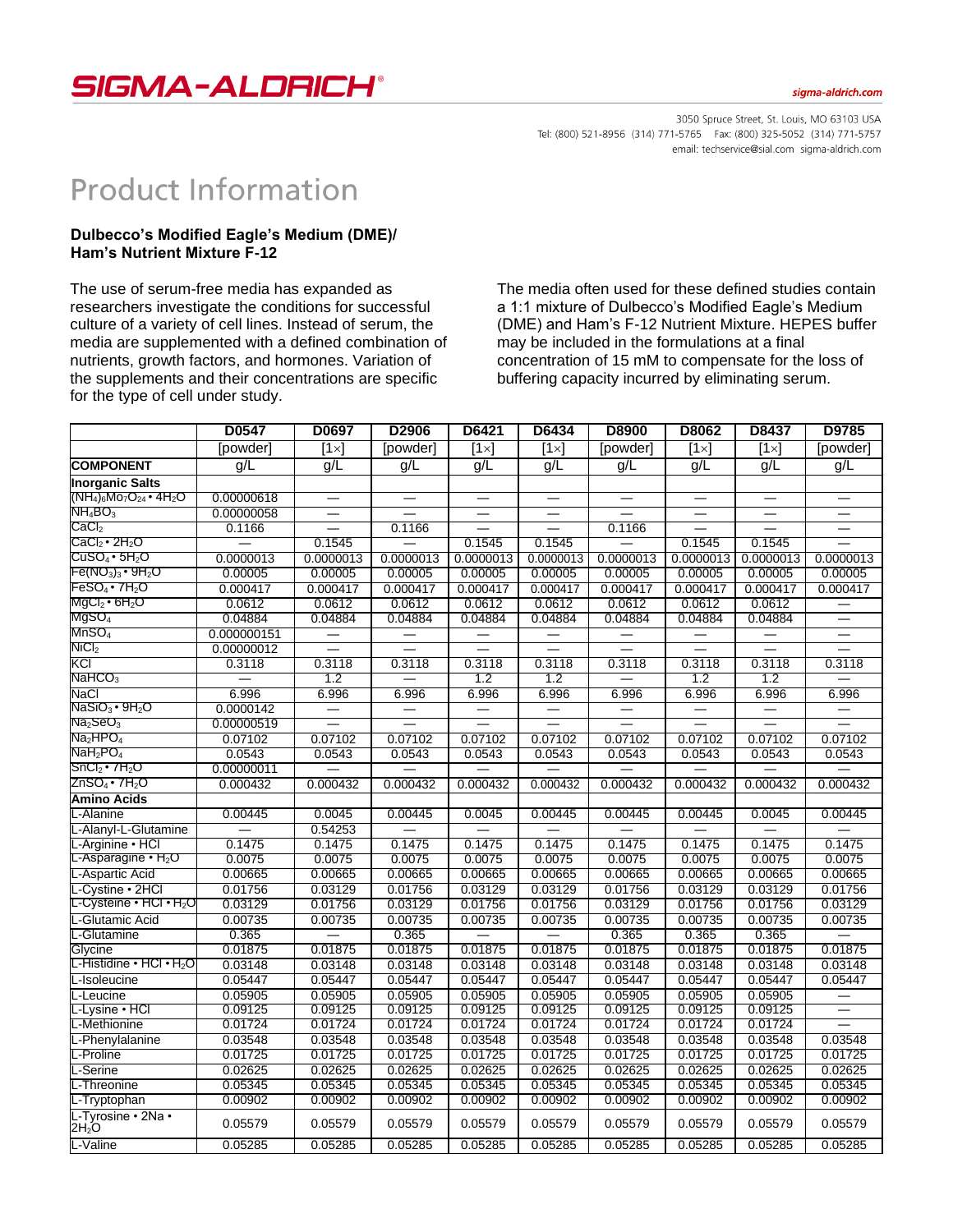SIGMA-ALDRICH®

sigma-aldrich.com

3050 Spruce Street, St. Louis, MO 63103 USA
Tel: (800) 521-8956 (314) 771-5765 Fax: (800) 325-5052 (314) 771-5757
email: techservice@sial.com sigma-aldrich.com

# Product Information

## Dulbecco's Modified Eagle's Medium (DME)/ Ham's Nutrient Mixture F-12

The use of serum-free media has expanded as researchers investigate the conditions for successful culture of a variety of cell lines. Instead of serum, the media are supplemented with a defined combination of nutrients, growth factors, and hormones. Variation of the supplements and their concentrations are specific for the type of cell under study.

The media often used for these defined studies contain a 1:1 mixture of Dulbecco's Modified Eagle's Medium (DME) and Ham's F-12 Nutrient Mixture. HEPES buffer may be included in the formulations at a final concentration of 15 mM to compensate for the loss of buffering capacity incurred by eliminating serum.

| | D0547 | D0697 | D2906 | D6421 | D6434 | D8900 | D8062 | D8437 | D9785 |
|---|---|---|---|---|---|---|---|---|---|
| | [powder] | [1×] | [powder] | [1×] | [1×] | [powder] | [1×] | [1×] | [powder] |
| **COMPONENT** | g/L | g/L | g/L | g/L | g/L | g/L | g/L | g/L | g/L |
| **Inorganic Salts** | | | | | | | | | |
| $(NH_4)_6Mo_7O_{24} \cdot 4H_2O$ | 0.00000618 | — | — | — | — | — | — | — | — |
| $NH_4BO_3$ | 0.00000058 | — | — | — | — | — | — | — | — |
| $CaCl_2$ | 0.1166 | — | 0.1166 | — | — | 0.1166 | — | — | — |
| $CaCl_2 \cdot 2H_2O$ | — | 0.1545 | — | 0.1545 | 0.1545 | — | 0.1545 | 0.1545 | — |
| $CuSO_4 \cdot 5H_2O$ | 0.0000013 | 0.0000013 | 0.0000013 | 0.0000013 | 0.0000013 | 0.0000013 | 0.0000013 | 0.0000013 | 0.0000013 |
| $Fe(NO_3)_3 \cdot 9H_2O$ | 0.00005 | 0.00005 | 0.00005 | 0.00005 | 0.00005 | 0.00005 | 0.00005 | 0.00005 | 0.00005 |
| $FeSO_4 \cdot 7H_2O$ | 0.000417 | 0.000417 | 0.000417 | 0.000417 | 0.000417 | 0.000417 | 0.000417 | 0.000417 | 0.000417 |
| $MgCl_2 \cdot 6H_2O$ | 0.0612 | 0.0612 | 0.0612 | 0.0612 | 0.0612 | 0.0612 | 0.0612 | 0.0612 | — |
| $MgSO_4$ | 0.04884 | 0.04884 | 0.04884 | 0.04884 | 0.04884 | 0.04884 | 0.04884 | 0.04884 | — |
| $MnSO_4$ | 0.000000151 | — | — | — | — | — | — | — | — |
| $NiCl_2$ | 0.00000012 | — | — | — | — | — | — | — | — |
| KCl | 0.3118 | 0.3118 | 0.3118 | 0.3118 | 0.3118 | 0.3118 | 0.3118 | 0.3118 | 0.3118 |
| $NaHCO_3$ | — | 1.2 | — | 1.2 | 1.2 | — | 1.2 | 1.2 | — |
| NaCl | 6.996 | 6.996 | 6.996 | 6.996 | 6.996 | 6.996 | 6.996 | 6.996 | 6.996 |
| $NaSiO_3 \cdot 9H_2O$ | 0.0000142 | — | — | — | — | — | — | — | — |
| $Na_2SeO_3$ | 0.00000519 | — | — | — | — | — | — | — | — |
| $Na_2HPO_4$ | 0.07102 | 0.07102 | 0.07102 | 0.07102 | 0.07102 | 0.07102 | 0.07102 | 0.07102 | 0.07102 |
| $NaH_2PO_4$ | 0.0543 | 0.0543 | 0.0543 | 0.0543 | 0.0543 | 0.0543 | 0.0543 | 0.0543 | 0.0543 |
| $SnCl_2 \cdot 7H_2O$ | 0.00000011 | — | — | — | — | — | — | — | — |
| $ZnSO_4 \cdot 7H_2O$ | 0.000432 | 0.000432 | 0.000432 | 0.000432 | 0.000432 | 0.000432 | 0.000432 | 0.000432 | 0.000432 |
| **Amino Acids** | | | | | | | | | |
| L-Alanine | 0.00445 | 0.0045 | 0.00445 | 0.0045 | 0.00445 | 0.00445 | 0.00445 | 0.0045 | 0.00445 |
| L-Alanyl-L-Glutamine | — | 0.54253 | — | — | — | — | — | — | — |
| L-Arginine • HCl | 0.1475 | 0.1475 | 0.1475 | 0.1475 | 0.1475 | 0.1475 | 0.1475 | 0.1475 | 0.1475 |
| L-Asparagine • $H_2O$ | 0.0075 | 0.0075 | 0.0075 | 0.0075 | 0.0075 | 0.0075 | 0.0075 | 0.0075 | 0.0075 |
| L-Aspartic Acid | 0.00665 | 0.00665 | 0.00665 | 0.00665 | 0.00665 | 0.00665 | 0.00665 | 0.00665 | 0.00665 |
| L-Cystine • 2HCl | 0.01756 | 0.03129 | 0.01756 | 0.03129 | 0.03129 | 0.01756 | 0.03129 | 0.03129 | 0.01756 |
| L-Cysteine • HCl • $H_2O$ | 0.03129 | 0.01756 | 0.03129 | 0.01756 | 0.01756 | 0.03129 | 0.01756 | 0.01756 | 0.03129 |
| L-Glutamic Acid | 0.00735 | 0.00735 | 0.00735 | 0.00735 | 0.00735 | 0.00735 | 0.00735 | 0.00735 | 0.00735 |
| L-Glutamine | 0.365 | — | 0.365 | — | — | 0.365 | 0.365 | 0.365 | — |
| Glycine | 0.01875 | 0.01875 | 0.01875 | 0.01875 | 0.01875 | 0.01875 | 0.01875 | 0.01875 | 0.01875 |
| L-Histidine • HCl • $H_2O$ | 0.03148 | 0.03148 | 0.03148 | 0.03148 | 0.03148 | 0.03148 | 0.03148 | 0.03148 | 0.03148 |
| L-Isoleucine | 0.05447 | 0.05447 | 0.05447 | 0.05447 | 0.05447 | 0.05447 | 0.05447 | 0.05447 | 0.05447 |
| L-Leucine | 0.05905 | 0.05905 | 0.05905 | 0.05905 | 0.05905 | 0.05905 | 0.05905 | 0.05905 | — |
| L-Lysine • HCl | 0.09125 | 0.09125 | 0.09125 | 0.09125 | 0.09125 | 0.09125 | 0.09125 | 0.09125 | — |
| L-Methionine | 0.01724 | 0.01724 | 0.01724 | 0.01724 | 0.01724 | 0.01724 | 0.01724 | 0.01724 | — |
| L-Phenylalanine | 0.03548 | 0.03548 | 0.03548 | 0.03548 | 0.03548 | 0.03548 | 0.03548 | 0.03548 | 0.03548 |
| L-Proline | 0.01725 | 0.01725 | 0.01725 | 0.01725 | 0.01725 | 0.01725 | 0.01725 | 0.01725 | 0.01725 |
| L-Serine | 0.02625 | 0.02625 | 0.02625 | 0.02625 | 0.02625 | 0.02625 | 0.02625 | 0.02625 | 0.02625 |
| L-Threonine | 0.05345 | 0.05345 | 0.05345 | 0.05345 | 0.05345 | 0.05345 | 0.05345 | 0.05345 | 0.05345 |
| L-Tryptophan | 0.00902 | 0.00902 | 0.00902 | 0.00902 | 0.00902 | 0.00902 | 0.00902 | 0.00902 | 0.00902 |
| L-Tyrosine • 2Na • $2H_2O$ | 0.05579 | 0.05579 | 0.05579 | 0.05579 | 0.05579 | 0.05579 | 0.05579 | 0.05579 | 0.05579 |
| L-Valine | 0.05285 | 0.05285 | 0.05285 | 0.05285 | 0.05285 | 0.05285 | 0.05285 | 0.05285 | 0.05285 |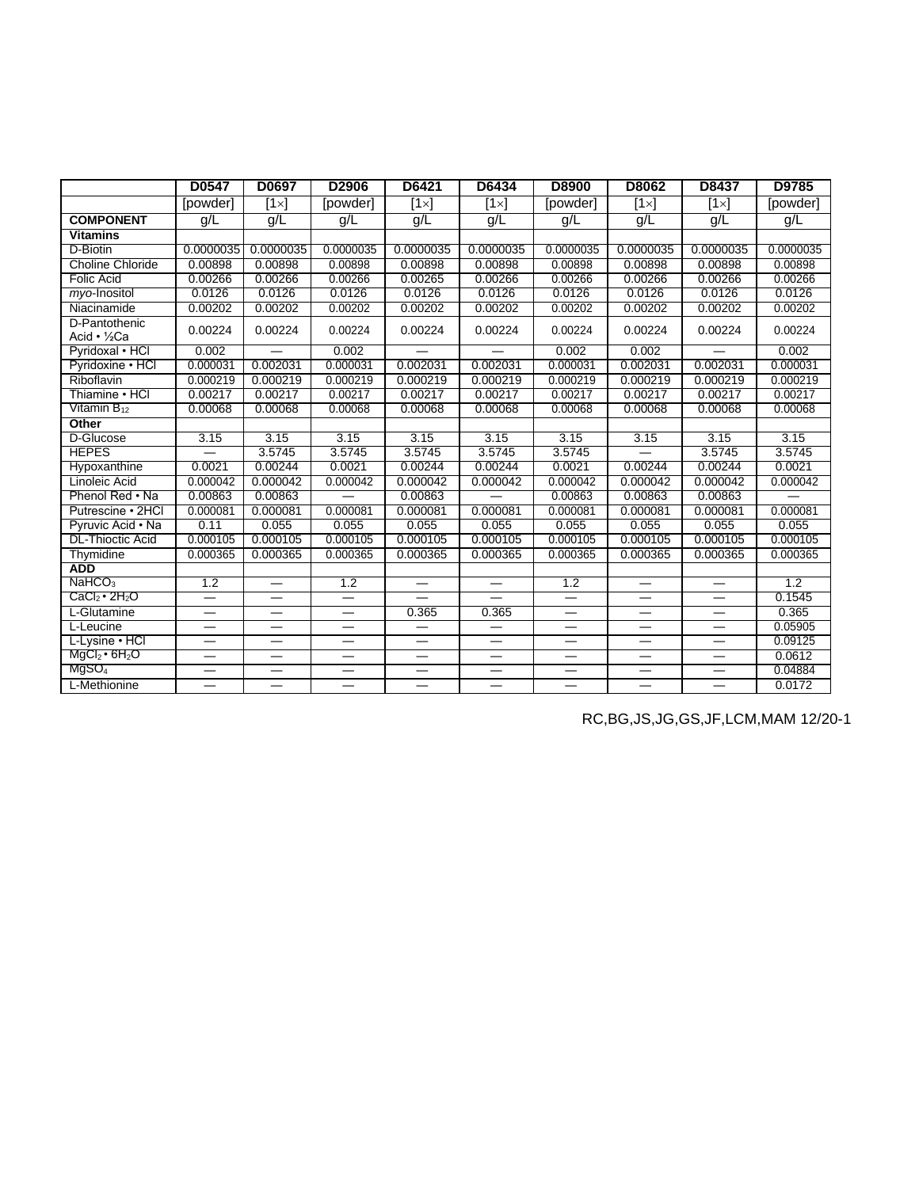| | D0547 | D0697 | D2906 | D6421 | D6434 | D8900 | D8062 | D8437 | D9785 |
|---|---|---|---|---|---|---|---|---|---|
| | [powder] | [1×] | [powder] | [1×] | [1×] | [powder] | [1×] | [1×] | [powder] |
| **COMPONENT** | g/L | g/L | g/L | g/L | g/L | g/L | g/L | g/L | g/L |
| **Vitamins** | | | | | | | | | |
| D-Biotin | 0.0000035 | 0.0000035 | 0.0000035 | 0.0000035 | 0.0000035 | 0.0000035 | 0.0000035 | 0.0000035 | 0.0000035 |
| Choline Chloride | 0.00898 | 0.00898 | 0.00898 | 0.00898 | 0.00898 | 0.00898 | 0.00898 | 0.00898 | 0.00898 |
| Folic Acid | 0.00266 | 0.00266 | 0.00266 | 0.00265 | 0.00266 | 0.00266 | 0.00266 | 0.00266 | 0.00266 |
| *myo*-Inositol | 0.0126 | 0.0126 | 0.0126 | 0.0126 | 0.0126 | 0.0126 | 0.0126 | 0.0126 | 0.0126 |
| Niacinamide | 0.00202 | 0.00202 | 0.00202 | 0.00202 | 0.00202 | 0.00202 | 0.00202 | 0.00202 | 0.00202 |
| D-Pantothenic Acid • ½Ca | 0.00224 | 0.00224 | 0.00224 | 0.00224 | 0.00224 | 0.00224 | 0.00224 | 0.00224 | 0.00224 |
| Pyridoxal • HCl | 0.002 | — | 0.002 | — | — | 0.002 | 0.002 | — | 0.002 |
| Pyridoxine • HCl | 0.000031 | 0.002031 | 0.000031 | 0.002031 | 0.002031 | 0.000031 | 0.002031 | 0.002031 | 0.000031 |
| Riboflavin | 0.000219 | 0.000219 | 0.000219 | 0.000219 | 0.000219 | 0.000219 | 0.000219 | 0.000219 | 0.000219 |
| Thiamine • HCl | 0.00217 | 0.00217 | 0.00217 | 0.00217 | 0.00217 | 0.00217 | 0.00217 | 0.00217 | 0.00217 |
| Vitamin $B_{12}$ | 0.00068 | 0.00068 | 0.00068 | 0.00068 | 0.00068 | 0.00068 | 0.00068 | 0.00068 | 0.00068 |
| **Other** | | | | | | | | | |
| D-Glucose | 3.15 | 3.15 | 3.15 | 3.15 | 3.15 | 3.15 | 3.15 | 3.15 | 3.15 |
| HEPES | — | 3.5745 | 3.5745 | 3.5745 | 3.5745 | 3.5745 | — | 3.5745 | 3.5745 |
| Hypoxanthine | 0.0021 | 0.00244 | 0.0021 | 0.00244 | 0.00244 | 0.0021 | 0.00244 | 0.00244 | 0.0021 |
| Linoleic Acid | 0.000042 | 0.000042 | 0.000042 | 0.000042 | 0.000042 | 0.000042 | 0.000042 | 0.000042 | 0.000042 |
| Phenol Red • Na | 0.00863 | 0.00863 | — | 0.00863 | — | 0.00863 | 0.00863 | 0.00863 | — |
| Putrescine • 2HCl | 0.000081 | 0.000081 | 0.000081 | 0.000081 | 0.000081 | 0.000081 | 0.000081 | 0.000081 | 0.000081 |
| Pyruvic Acid • Na | 0.11 | 0.055 | 0.055 | 0.055 | 0.055 | 0.055 | 0.055 | 0.055 | 0.055 |
| DL-Thioctic Acid | 0.000105 | 0.000105 | 0.000105 | 0.000105 | 0.000105 | 0.000105 | 0.000105 | 0.000105 | 0.000105 |
| Thymidine | 0.000365 | 0.000365 | 0.000365 | 0.000365 | 0.000365 | 0.000365 | 0.000365 | 0.000365 | 0.000365 |
| **ADD** | | | | | | | | | |
| $NaHCO_3$ | 1.2 | — | 1.2 | — | — | 1.2 | — | — | 1.2 |
| $CaCl_2 \cdot 2H_2O$ | — | — | — | — | — | — | — | — | 0.1545 |
| L-Glutamine | — | — | — | 0.365 | 0.365 | — | — | — | 0.365 |
| L-Leucine | — | — | — | — | — | — | — | — | 0.05905 |
| L-Lysine • HCl | — | — | — | — | — | — | — | — | 0.09125 |
| $MgCl_2 \cdot 6H_2O$ | — | — | — | — | — | — | — | — | 0.0612 |
| $MgSO_4$ | — | — | — | — | — | — | — | — | 0.04884 |
| L-Methionine | — | — | — | — | — | — | — | — | 0.0172 |

RC,BG,JS,JG,GS,JF,LCM,MAM 12/20-1